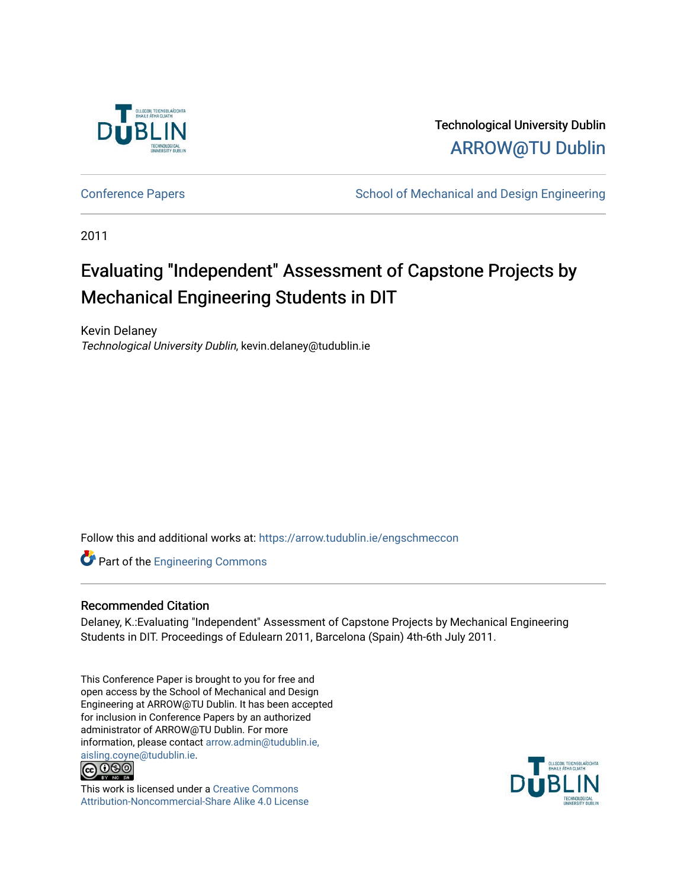Technological University Dublin

ARROW@TU Dublin

Conference Papers | School of Mechanical and Design Engineering

2011

# Evaluating "Independent" Assessment of Capstone Projects by Mechanical Engineering Students in DIT

Kevin Delaney
*Technological University Dublin*, kevin.delaney@tudublin.ie

Follow this and additional works at: https://arrow.tudublin.ie/engschmeccon

Part of the Engineering Commons

## Recommended Citation

Delaney, K.:Evaluating "Independent" Assessment of Capstone Projects by Mechanical Engineering Students in DIT. Proceedings of Edulearn 2011, Barcelona (Spain) 4th-6th July 2011.

This Conference Paper is brought to you for free and open access by the School of Mechanical and Design Engineering at ARROW@TU Dublin. It has been accepted for inclusion in Conference Papers by an authorized administrator of ARROW@TU Dublin. For more information, please contact arrow.admin@tudublin.ie, aisling.coyne@tudublin.ie.

This work is licensed under a Creative Commons Attribution-Noncommercial-Share Alike 4.0 License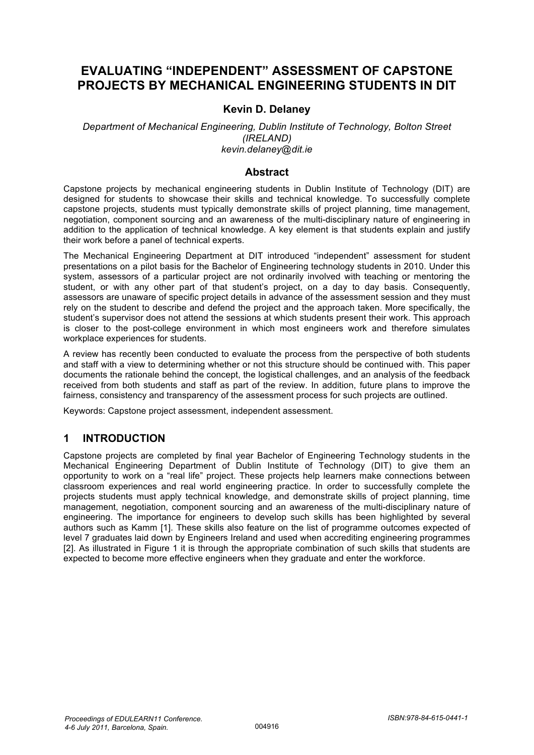# EVALUATING "INDEPENDENT" ASSESSMENT OF CAPSTONE PROJECTS BY MECHANICAL ENGINEERING STUDENTS IN DIT

**Kevin D. Delaney**

*Department of Mechanical Engineering, Dublin Institute of Technology, Bolton Street (IRELAND)*
*kevin.delaney@dit.ie*

## Abstract

Capstone projects by mechanical engineering students in Dublin Institute of Technology (DIT) are designed for students to showcase their skills and technical knowledge. To successfully complete capstone projects, students must typically demonstrate skills of project planning, time management, negotiation, component sourcing and an awareness of the multi-disciplinary nature of engineering in addition to the application of technical knowledge. A key element is that students explain and justify their work before a panel of technical experts.

The Mechanical Engineering Department at DIT introduced "independent" assessment for student presentations on a pilot basis for the Bachelor of Engineering technology students in 2010. Under this system, assessors of a particular project are not ordinarily involved with teaching or mentoring the student, or with any other part of that student's project, on a day to day basis. Consequently, assessors are unaware of specific project details in advance of the assessment session and they must rely on the student to describe and defend the project and the approach taken. More specifically, the student's supervisor does not attend the sessions at which students present their work. This approach is closer to the post-college environment in which most engineers work and therefore simulates workplace experiences for students.

A review has recently been conducted to evaluate the process from the perspective of both students and staff with a view to determining whether or not this structure should be continued with. This paper documents the rationale behind the concept, the logistical challenges, and an analysis of the feedback received from both students and staff as part of the review. In addition, future plans to improve the fairness, consistency and transparency of the assessment process for such projects are outlined.

Keywords: Capstone project assessment, independent assessment.

## 1 INTRODUCTION

Capstone projects are completed by final year Bachelor of Engineering Technology students in the Mechanical Engineering Department of Dublin Institute of Technology (DIT) to give them an opportunity to work on a "real life" project. These projects help learners make connections between classroom experiences and real world engineering practice. In order to successfully complete the projects students must apply technical knowledge, and demonstrate skills of project planning, time management, negotiation, component sourcing and an awareness of the multi-disciplinary nature of engineering. The importance for engineers to develop such skills has been highlighted by several authors such as Kamm [1]. These skills also feature on the list of programme outcomes expected of level 7 graduates laid down by Engineers Ireland and used when accrediting engineering programmes [2]. As illustrated in Figure 1 it is through the appropriate combination of such skills that students are expected to become more effective engineers when they graduate and enter the workforce.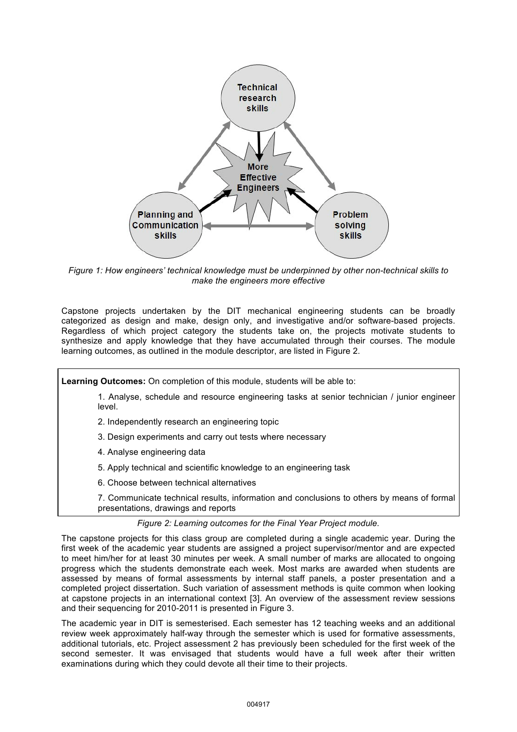Technical research skills

More Effective Engineers

Planning and Communication skills

Problem solving skills

*Figure 1: How engineers' technical knowledge must be underpinned by other non-technical skills to make the engineers more effective*

Capstone projects undertaken by the DIT mechanical engineering students can be broadly categorized as design and make, design only, and investigative and/or software-based projects. Regardless of which project category the students take on, the projects motivate students to synthesize and apply knowledge that they have accumulated through their courses. The module learning outcomes, as outlined in the module descriptor, are listed in Figure 2.

**Learning Outcomes:** On completion of this module, students will be able to:

1. Analyse, schedule and resource engineering tasks at senior technician / junior engineer level.
2. Independently research an engineering topic
3. Design experiments and carry out tests where necessary
4. Analyse engineering data
5. Apply technical and scientific knowledge to an engineering task
6. Choose between technical alternatives
7. Communicate technical results, information and conclusions to others by means of formal presentations, drawings and reports

*Figure 2: Learning outcomes for the Final Year Project module.*

The capstone projects for this class group are completed during a single academic year. During the first week of the academic year students are assigned a project supervisor/mentor and are expected to meet him/her for at least 30 minutes per week. A small number of marks are allocated to ongoing progress which the students demonstrate each week. Most marks are awarded when students are assessed by means of formal assessments by internal staff panels, a poster presentation and a completed project dissertation. Such variation of assessment methods is quite common when looking at capstone projects in an international context [3]. An overview of the assessment review sessions and their sequencing for 2010-2011 is presented in Figure 3.

The academic year in DIT is semesterised. Each semester has 12 teaching weeks and an additional review week approximately half-way through the semester which is used for formative assessments, additional tutorials, etc. Project assessment 2 has previously been scheduled for the first week of the second semester. It was envisaged that students would have a full week after their written examinations during which they could devote all their time to their projects.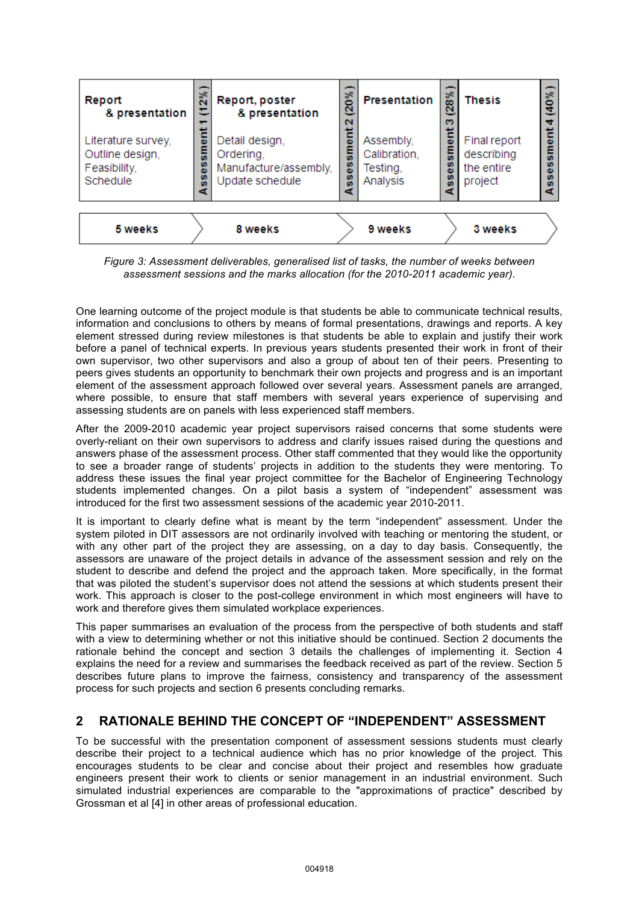| Report & presentation | Assessment 1 (12%) | Report, poster & presentation | Assessment 2 (20%) | Presentation | Assessment 3 (28%) | Thesis | Assessment 4 (40%) |
|---|---|---|---|---|---|---|---|
| Literature survey, Outline design, Feasibility, Schedule | | Detail design, Ordering, Manufacture/assembly, Update schedule | | Assembly, Calibration, Testing, Analysis | | Final report describing the entire project | |
| 5 weeks | | 8 weeks | | 9 weeks | | 3 weeks | |

*Figure 3: Assessment deliverables, generalised list of tasks, the number of weeks between assessment sessions and the marks allocation (for the 2010-2011 academic year).*

One learning outcome of the project module is that students be able to communicate technical results, information and conclusions to others by means of formal presentations, drawings and reports. A key element stressed during review milestones is that students be able to explain and justify their work before a panel of technical experts. In previous years students presented their work in front of their own supervisor, two other supervisors and also a group of about ten of their peers. Presenting to peers gives students an opportunity to benchmark their own projects and progress and is an important element of the assessment approach followed over several years. Assessment panels are arranged, where possible, to ensure that staff members with several years experience of supervising and assessing students are on panels with less experienced staff members.

After the 2009-2010 academic year project supervisors raised concerns that some students were overly-reliant on their own supervisors to address and clarify issues raised during the questions and answers phase of the assessment process. Other staff commented that they would like the opportunity to see a broader range of students' projects in addition to the students they were mentoring. To address these issues the final year project committee for the Bachelor of Engineering Technology students implemented changes. On a pilot basis a system of "independent" assessment was introduced for the first two assessment sessions of the academic year 2010-2011.

It is important to clearly define what is meant by the term "independent" assessment. Under the system piloted in DIT assessors are not ordinarily involved with teaching or mentoring the student, or with any other part of the project they are assessing, on a day to day basis. Consequently, the assessors are unaware of the project details in advance of the assessment session and rely on the student to describe and defend the project and the approach taken. More specifically, in the format that was piloted the student's supervisor does not attend the sessions at which students present their work. This approach is closer to the post-college environment in which most engineers will have to work and therefore gives them simulated workplace experiences.

This paper summarises an evaluation of the process from the perspective of both students and staff with a view to determining whether or not this initiative should be continued. Section 2 documents the rationale behind the concept and section 3 details the challenges of implementing it. Section 4 explains the need for a review and summarises the feedback received as part of the review. Section 5 describes future plans to improve the fairness, consistency and transparency of the assessment process for such projects and section 6 presents concluding remarks.

## 2 RATIONALE BEHIND THE CONCEPT OF "INDEPENDENT" ASSESSMENT

To be successful with the presentation component of assessment sessions students must clearly describe their project to a technical audience which has no prior knowledge of the project. This encourages students to be clear and concise about their project and resembles how graduate engineers present their work to clients or senior management in an industrial environment. Such simulated industrial experiences are comparable to the "approximations of practice" described by Grossman et al [4] in other areas of professional education.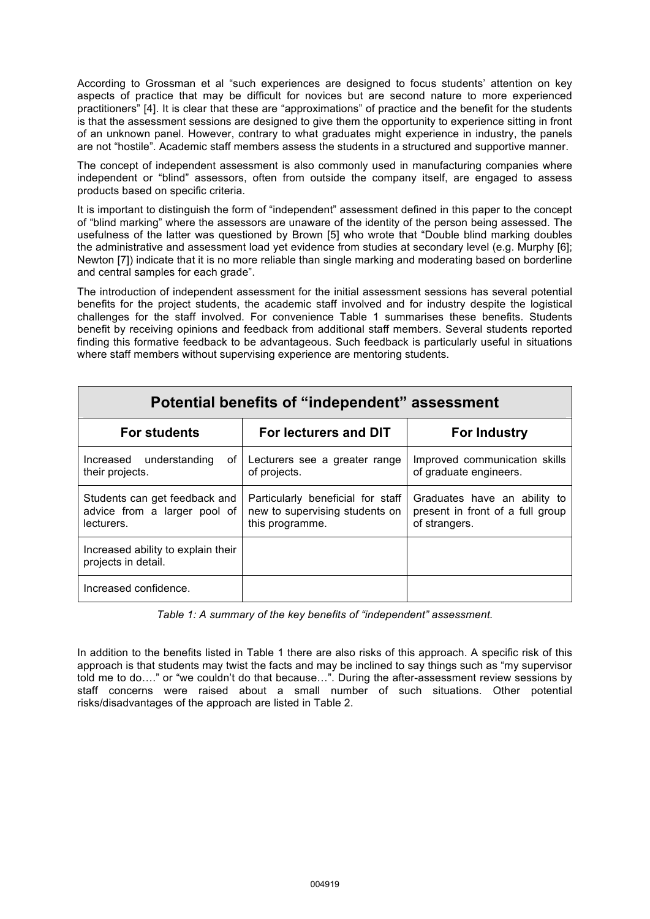According to Grossman et al “such experiences are designed to focus students’ attention on key aspects of practice that may be difficult for novices but are second nature to more experienced practitioners” [4]. It is clear that these are “approximations” of practice and the benefit for the students is that the assessment sessions are designed to give them the opportunity to experience sitting in front of an unknown panel. However, contrary to what graduates might experience in industry, the panels are not “hostile”. Academic staff members assess the students in a structured and supportive manner.

The concept of independent assessment is also commonly used in manufacturing companies where independent or “blind” assessors, often from outside the company itself, are engaged to assess products based on specific criteria.

It is important to distinguish the form of “independent” assessment defined in this paper to the concept of “blind marking” where the assessors are unaware of the identity of the person being assessed. The usefulness of the latter was questioned by Brown [5] who wrote that “Double blind marking doubles the administrative and assessment load yet evidence from studies at secondary level (e.g. Murphy [6]; Newton [7]) indicate that it is no more reliable than single marking and moderating based on borderline and central samples for each grade”.

The introduction of independent assessment for the initial assessment sessions has several potential benefits for the project students, the academic staff involved and for industry despite the logistical challenges for the staff involved. For convenience Table 1 summarises these benefits. Students benefit by receiving opinions and feedback from additional staff members. Several students reported finding this formative feedback to be advantageous. Such feedback is particularly useful in situations where staff members without supervising experience are mentoring students.

| Potential benefits of “independent” assessment | | |
|---|---|---|
| **For students** | **For lecturers and DIT** | **For Industry** |
| Increased understanding of their projects. | Lecturers see a greater range of projects. | Improved communication skills of graduate engineers. |
| Students can get feedback and advice from a larger pool of lecturers. | Particularly beneficial for staff new to supervising students on this programme. | Graduates have an ability to present in front of a full group of strangers. |
| Increased ability to explain their projects in detail. | | |
| Increased confidence. | | |

*Table 1: A summary of the key benefits of “independent” assessment.*

In addition to the benefits listed in Table 1 there are also risks of this approach. A specific risk of this approach is that students may twist the facts and may be inclined to say things such as “my supervisor told me to do….” or “we couldn’t do that because…”. During the after-assessment review sessions by staff concerns were raised about a small number of such situations. Other potential risks/disadvantages of the approach are listed in Table 2.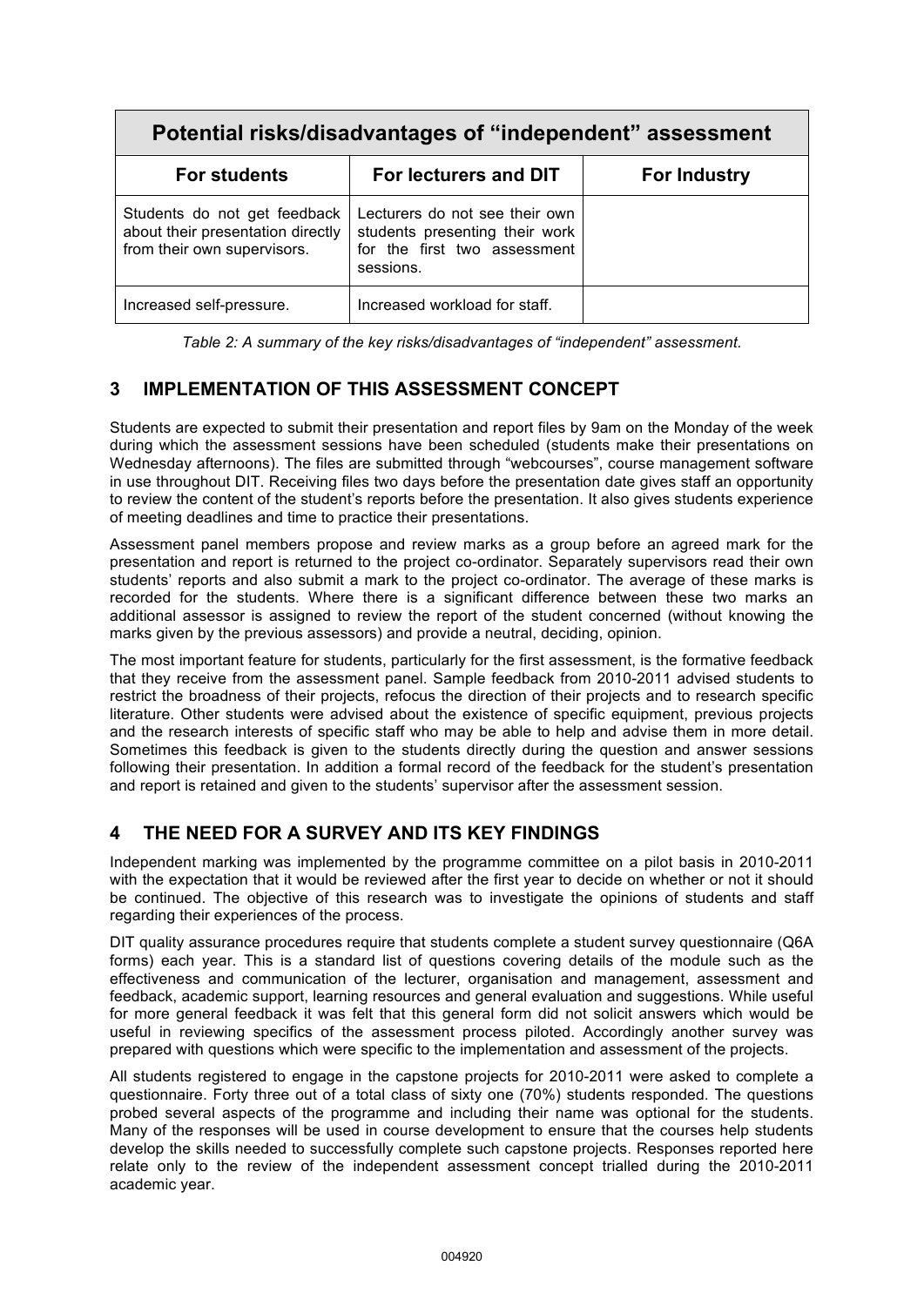| Potential risks/disadvantages of "independent" assessment | | |
|---|---|---|
| **For students** | **For lecturers and DIT** | **For Industry** |
| Students do not get feedback about their presentation directly from their own supervisors. | Lecturers do not see their own students presenting their work for the first two assessment sessions. | |
| Increased self-pressure. | Increased workload for staff. | |

*Table 2: A summary of the key risks/disadvantages of "independent" assessment.*

## 3 IMPLEMENTATION OF THIS ASSESSMENT CONCEPT

Students are expected to submit their presentation and report files by 9am on the Monday of the week during which the assessment sessions have been scheduled (students make their presentations on Wednesday afternoons). The files are submitted through "webcourses", course management software in use throughout DIT. Receiving files two days before the presentation date gives staff an opportunity to review the content of the student's reports before the presentation. It also gives students experience of meeting deadlines and time to practice their presentations.

Assessment panel members propose and review marks as a group before an agreed mark for the presentation and report is returned to the project co-ordinator. Separately supervisors read their own students' reports and also submit a mark to the project co-ordinator. The average of these marks is recorded for the students. Where there is a significant difference between these two marks an additional assessor is assigned to review the report of the student concerned (without knowing the marks given by the previous assessors) and provide a neutral, deciding, opinion.

The most important feature for students, particularly for the first assessment, is the formative feedback that they receive from the assessment panel. Sample feedback from 2010-2011 advised students to restrict the broadness of their projects, refocus the direction of their projects and to research specific literature. Other students were advised about the existence of specific equipment, previous projects and the research interests of specific staff who may be able to help and advise them in more detail. Sometimes this feedback is given to the students directly during the question and answer sessions following their presentation. In addition a formal record of the feedback for the student's presentation and report is retained and given to the students' supervisor after the assessment session.

## 4 THE NEED FOR A SURVEY AND ITS KEY FINDINGS

Independent marking was implemented by the programme committee on a pilot basis in 2010-2011 with the expectation that it would be reviewed after the first year to decide on whether or not it should be continued. The objective of this research was to investigate the opinions of students and staff regarding their experiences of the process.

DIT quality assurance procedures require that students complete a student survey questionnaire (Q6A forms) each year. This is a standard list of questions covering details of the module such as the effectiveness and communication of the lecturer, organisation and management, assessment and feedback, academic support, learning resources and general evaluation and suggestions. While useful for more general feedback it was felt that this general form did not solicit answers which would be useful in reviewing specifics of the assessment process piloted. Accordingly another survey was prepared with questions which were specific to the implementation and assessment of the projects.

All students registered to engage in the capstone projects for 2010-2011 were asked to complete a questionnaire. Forty three out of a total class of sixty one (70%) students responded. The questions probed several aspects of the programme and including their name was optional for the students. Many of the responses will be used in course development to ensure that the courses help students develop the skills needed to successfully complete such capstone projects. Responses reported here relate only to the review of the independent assessment concept trialled during the 2010-2011 academic year.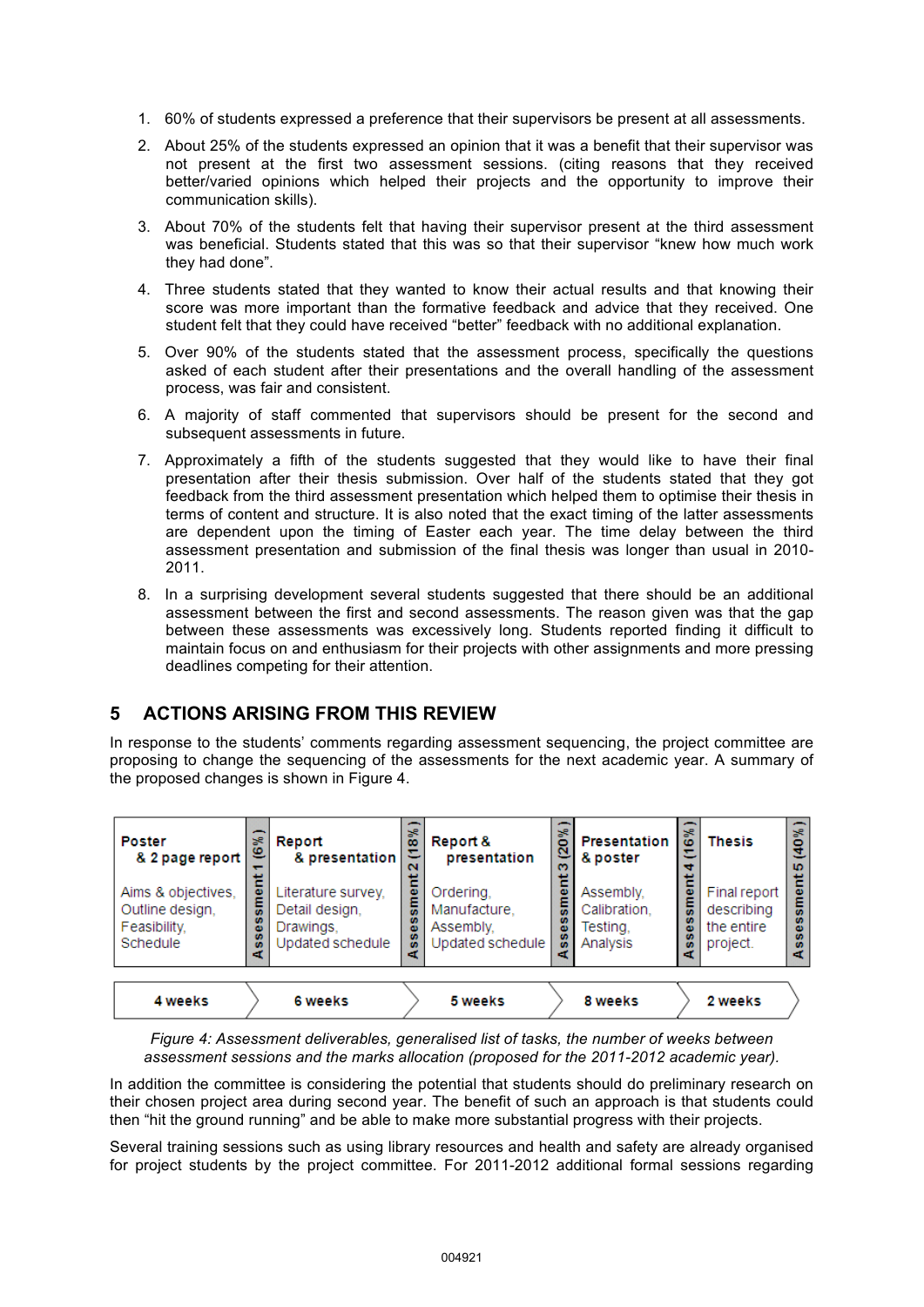1. 60% of students expressed a preference that their supervisors be present at all assessments.

2. About 25% of the students expressed an opinion that it was a benefit that their supervisor was not present at the first two assessment sessions. (citing reasons that they received better/varied opinions which helped their projects and the opportunity to improve their communication skills).

3. About 70% of the students felt that having their supervisor present at the third assessment was beneficial. Students stated that this was so that their supervisor "knew how much work they had done".

4. Three students stated that they wanted to know their actual results and that knowing their score was more important than the formative feedback and advice that they received. One student felt that they could have received "better" feedback with no additional explanation.

5. Over 90% of the students stated that the assessment process, specifically the questions asked of each student after their presentations and the overall handling of the assessment process, was fair and consistent.

6. A majority of staff commented that supervisors should be present for the second and subsequent assessments in future.

7. Approximately a fifth of the students suggested that they would like to have their final presentation after their thesis submission. Over half of the students stated that they got feedback from the third assessment presentation which helped them to optimise their thesis in terms of content and structure. It is also noted that the exact timing of the latter assessments are dependent upon the timing of Easter each year. The time delay between the third assessment presentation and submission of the final thesis was longer than usual in 2010-2011.

8. In a surprising development several students suggested that there should be an additional assessment between the first and second assessments. The reason given was that the gap between these assessments was excessively long. Students reported finding it difficult to maintain focus on and enthusiasm for their projects with other assignments and more pressing deadlines competing for their attention.

## 5 ACTIONS ARISING FROM THIS REVIEW

In response to the students' comments regarding assessment sequencing, the project committee are proposing to change the sequencing of the assessments for the next academic year. A summary of the proposed changes is shown in Figure 4.

| Poster & 2 page report | | Report & presentation | | Report & presentation | | Presentation & poster | | Thesis | |
|---|---|---|---|---|---|---|---|---|---|
| Aims & objectives, Outline design, Feasibility, Schedule | Assessment 1 (6%) | Literature survey, Detail design, Drawings, Updated schedule | Assessment 2 (18%) | Ordering, Manufacture, Assembly, Updated schedule | Assessment 3 (20%) | Assembly, Calibration, Testing, Analysis | Assessment 4 (16%) | Final report describing the entire project. | Assessment 5 (40%) |
| 4 weeks | | 6 weeks | | 5 weeks | | 8 weeks | | 2 weeks | |

*Figure 4: Assessment deliverables, generalised list of tasks, the number of weeks between assessment sessions and the marks allocation (proposed for the 2011-2012 academic year).*

In addition the committee is considering the potential that students should do preliminary research on their chosen project area during second year. The benefit of such an approach is that students could then "hit the ground running" and be able to make more substantial progress with their projects.

Several training sessions such as using library resources and health and safety are already organised for project students by the project committee. For 2011-2012 additional formal sessions regarding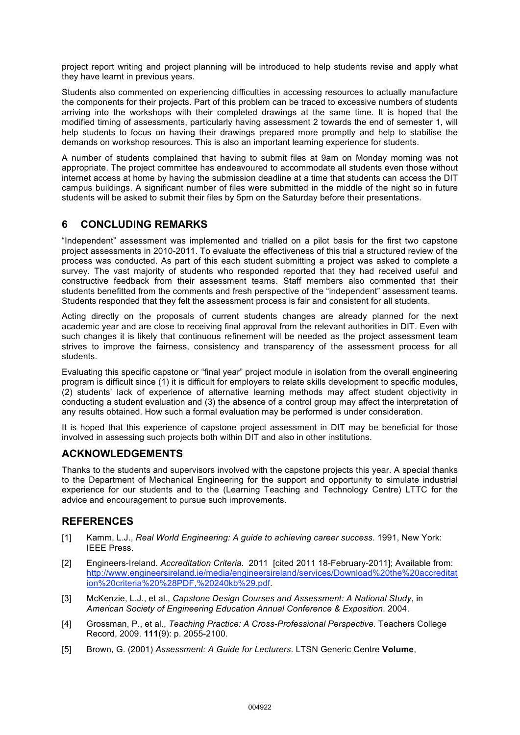project report writing and project planning will be introduced to help students revise and apply what they have learnt in previous years.

Students also commented on experiencing difficulties in accessing resources to actually manufacture the components for their projects. Part of this problem can be traced to excessive numbers of students arriving into the workshops with their completed drawings at the same time. It is hoped that the modified timing of assessments, particularly having assessment 2 towards the end of semester 1, will help students to focus on having their drawings prepared more promptly and help to stabilise the demands on workshop resources. This is also an important learning experience for students.

A number of students complained that having to submit files at 9am on Monday morning was not appropriate. The project committee has endeavoured to accommodate all students even those without internet access at home by having the submission deadline at a time that students can access the DIT campus buildings. A significant number of files were submitted in the middle of the night so in future students will be asked to submit their files by 5pm on the Saturday before their presentations.

## 6 CONCLUDING REMARKS

"Independent" assessment was implemented and trialled on a pilot basis for the first two capstone project assessments in 2010-2011. To evaluate the effectiveness of this trial a structured review of the process was conducted. As part of this each student submitting a project was asked to complete a survey. The vast majority of students who responded reported that they had received useful and constructive feedback from their assessment teams. Staff members also commented that their students benefitted from the comments and fresh perspective of the "independent" assessment teams. Students responded that they felt the assessment process is fair and consistent for all students.

Acting directly on the proposals of current students changes are already planned for the next academic year and are close to receiving final approval from the relevant authorities in DIT. Even with such changes it is likely that continuous refinement will be needed as the project assessment team strives to improve the fairness, consistency and transparency of the assessment process for all students.

Evaluating this specific capstone or "final year" project module in isolation from the overall engineering program is difficult since (1) it is difficult for employers to relate skills development to specific modules, (2) students' lack of experience of alternative learning methods may affect student objectivity in conducting a student evaluation and (3) the absence of a control group may affect the interpretation of any results obtained. How such a formal evaluation may be performed is under consideration.

It is hoped that this experience of capstone project assessment in DIT may be beneficial for those involved in assessing such projects both within DIT and also in other institutions.

## ACKNOWLEDGEMENTS

Thanks to the students and supervisors involved with the capstone projects this year. A special thanks to the Department of Mechanical Engineering for the support and opportunity to simulate industrial experience for our students and to the (Learning Teaching and Technology Centre) LTTC for the advice and encouragement to pursue such improvements.

## REFERENCES

[1] Kamm, L.J., *Real World Engineering: A guide to achieving career success*. 1991, New York: IEEE Press.

[2] Engineers-Ireland. *Accreditation Criteria*. 2011 [cited 2011 18-February-2011]; Available from: http://www.engineersireland.ie/media/engineersireland/services/Download%20the%20accreditation%20criteria%20%28PDF,%20240kb%29.pdf.

[3] McKenzie, L.J., et al., *Capstone Design Courses and Assessment: A National Study*, in *American Society of Engineering Education Annual Conference & Exposition*. 2004.

[4] Grossman, P., et al., *Teaching Practice: A Cross-Professional Perspective.* Teachers College Record, 2009. **111**(9): p. 2055-2100.

[5] Brown, G. (2001) *Assessment: A Guide for Lecturers*. LTSN Generic Centre **Volume**,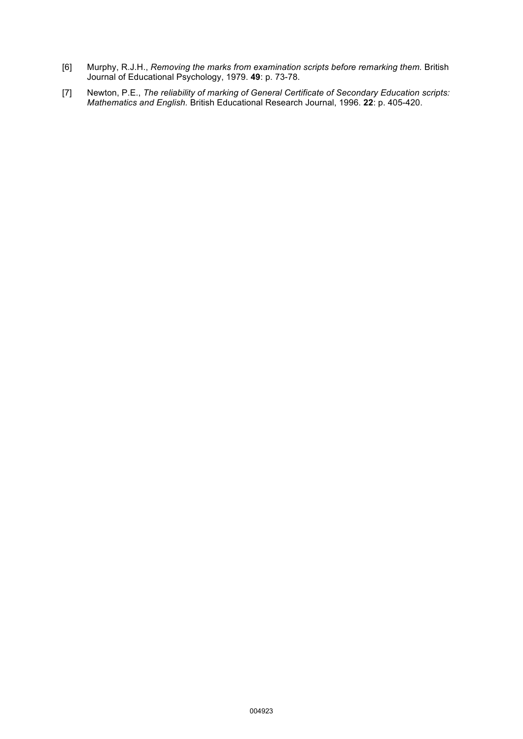[6] Murphy, R.J.H., *Removing the marks from examination scripts before remarking them.* British Journal of Educational Psychology, 1979. **49**: p. 73-78.

[7] Newton, P.E., *The reliability of marking of General Certificate of Secondary Education scripts: Mathematics and English.* British Educational Research Journal, 1996. **22**: p. 405-420.

004923